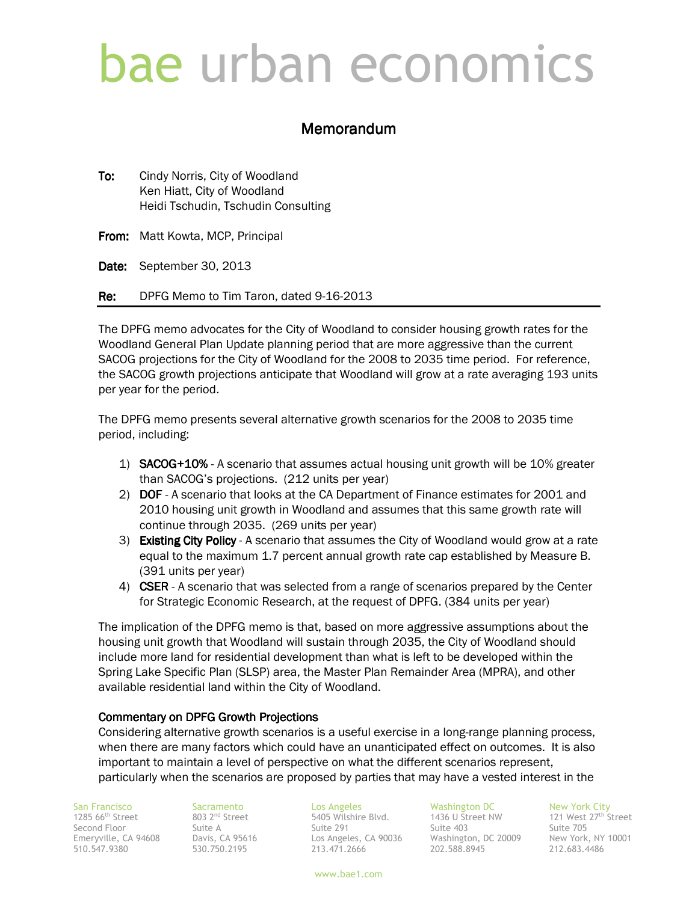# bae urban economics

## Memorandum

**To:** Cindy Norris, City of Woodland
Ken Hiatt, City of Woodland
Heidi Tschudin, Tschudin Consulting

**From:** Matt Kowta, MCP, Principal

**Date:** September 30, 2013

**Re:** DPFG Memo to Tim Taron, dated 9-16-2013

The DPFG memo advocates for the City of Woodland to consider housing growth rates for the Woodland General Plan Update planning period that are more aggressive than the current SACOG projections for the City of Woodland for the 2008 to 2035 time period. For reference, the SACOG growth projections anticipate that Woodland will grow at a rate averaging 193 units per year for the period.

The DPFG memo presents several alternative growth scenarios for the 2008 to 2035 time period, including:

1) **SACOG+10%** - A scenario that assumes actual housing unit growth will be 10% greater than SACOG's projections. (212 units per year)
2) **DOF** - A scenario that looks at the CA Department of Finance estimates for 2001 and 2010 housing unit growth in Woodland and assumes that this same growth rate will continue through 2035. (269 units per year)
3) **Existing City Policy** - A scenario that assumes the City of Woodland would grow at a rate equal to the maximum 1.7 percent annual growth rate cap established by Measure B. (391 units per year)
4) **CSER** - A scenario that was selected from a range of scenarios prepared by the Center for Strategic Economic Research, at the request of DPFG. (384 units per year)

The implication of the DPFG memo is that, based on more aggressive assumptions about the housing unit growth that Woodland will sustain through 2035, the City of Woodland should include more land for residential development than what is left to be developed within the Spring Lake Specific Plan (SLSP) area, the Master Plan Remainder Area (MPRA), and other available residential land within the City of Woodland.

### Commentary on DPFG Growth Projections

Considering alternative growth scenarios is a useful exercise in a long-range planning process, when there are many factors which could have an unanticipated effect on outcomes. It is also important to maintain a level of perspective on what the different scenarios represent, particularly when the scenarios are proposed by parties that may have a vested interest in the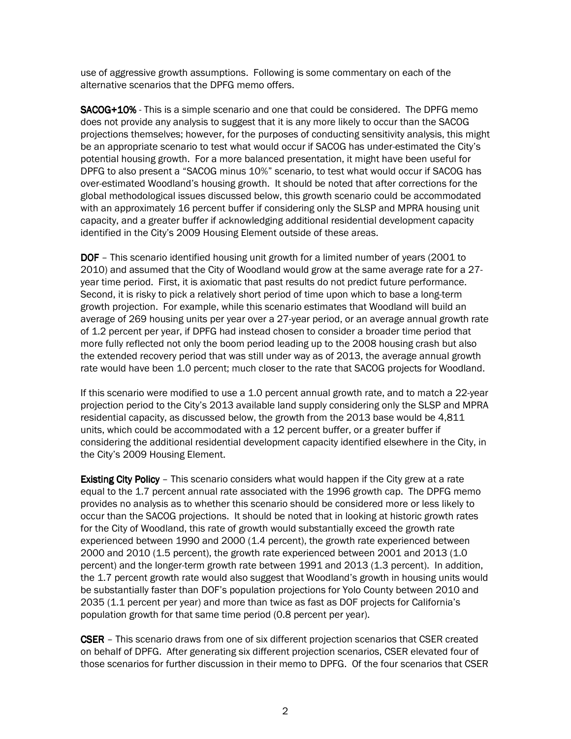use of aggressive growth assumptions. Following is some commentary on each of the alternative scenarios that the DPFG memo offers.

**SACOG+10%** - This is a simple scenario and one that could be considered. The DPFG memo does not provide any analysis to suggest that it is any more likely to occur than the SACOG projections themselves; however, for the purposes of conducting sensitivity analysis, this might be an appropriate scenario to test what would occur if SACOG has under-estimated the City's potential housing growth. For a more balanced presentation, it might have been useful for DPFG to also present a "SACOG minus 10%" scenario, to test what would occur if SACOG has over-estimated Woodland's housing growth. It should be noted that after corrections for the global methodological issues discussed below, this growth scenario could be accommodated with an approximately 16 percent buffer if considering only the SLSP and MPRA housing unit capacity, and a greater buffer if acknowledging additional residential development capacity identified in the City's 2009 Housing Element outside of these areas.

**DOF** – This scenario identified housing unit growth for a limited number of years (2001 to 2010) and assumed that the City of Woodland would grow at the same average rate for a 27-year time period. First, it is axiomatic that past results do not predict future performance. Second, it is risky to pick a relatively short period of time upon which to base a long-term growth projection. For example, while this scenario estimates that Woodland will build an average of 269 housing units per year over a 27-year period, or an average annual growth rate of 1.2 percent per year, if DPFG had instead chosen to consider a broader time period that more fully reflected not only the boom period leading up to the 2008 housing crash but also the extended recovery period that was still under way as of 2013, the average annual growth rate would have been 1.0 percent; much closer to the rate that SACOG projects for Woodland.

If this scenario were modified to use a 1.0 percent annual growth rate, and to match a 22-year projection period to the City's 2013 available land supply considering only the SLSP and MPRA residential capacity, as discussed below, the growth from the 2013 base would be 4,811 units, which could be accommodated with a 12 percent buffer, or a greater buffer if considering the additional residential development capacity identified elsewhere in the City, in the City's 2009 Housing Element.

**Existing City Policy** – This scenario considers what would happen if the City grew at a rate equal to the 1.7 percent annual rate associated with the 1996 growth cap. The DPFG memo provides no analysis as to whether this scenario should be considered more or less likely to occur than the SACOG projections. It should be noted that in looking at historic growth rates for the City of Woodland, this rate of growth would substantially exceed the growth rate experienced between 1990 and 2000 (1.4 percent), the growth rate experienced between 2000 and 2010 (1.5 percent), the growth rate experienced between 2001 and 2013 (1.0 percent) and the longer-term growth rate between 1991 and 2013 (1.3 percent). In addition, the 1.7 percent growth rate would also suggest that Woodland's growth in housing units would be substantially faster than DOF's population projections for Yolo County between 2010 and 2035 (1.1 percent per year) and more than twice as fast as DOF projects for California's population growth for that same time period (0.8 percent per year).

**CSER** – This scenario draws from one of six different projection scenarios that CSER created on behalf of DPFG. After generating six different projection scenarios, CSER elevated four of those scenarios for further discussion in their memo to DPFG. Of the four scenarios that CSER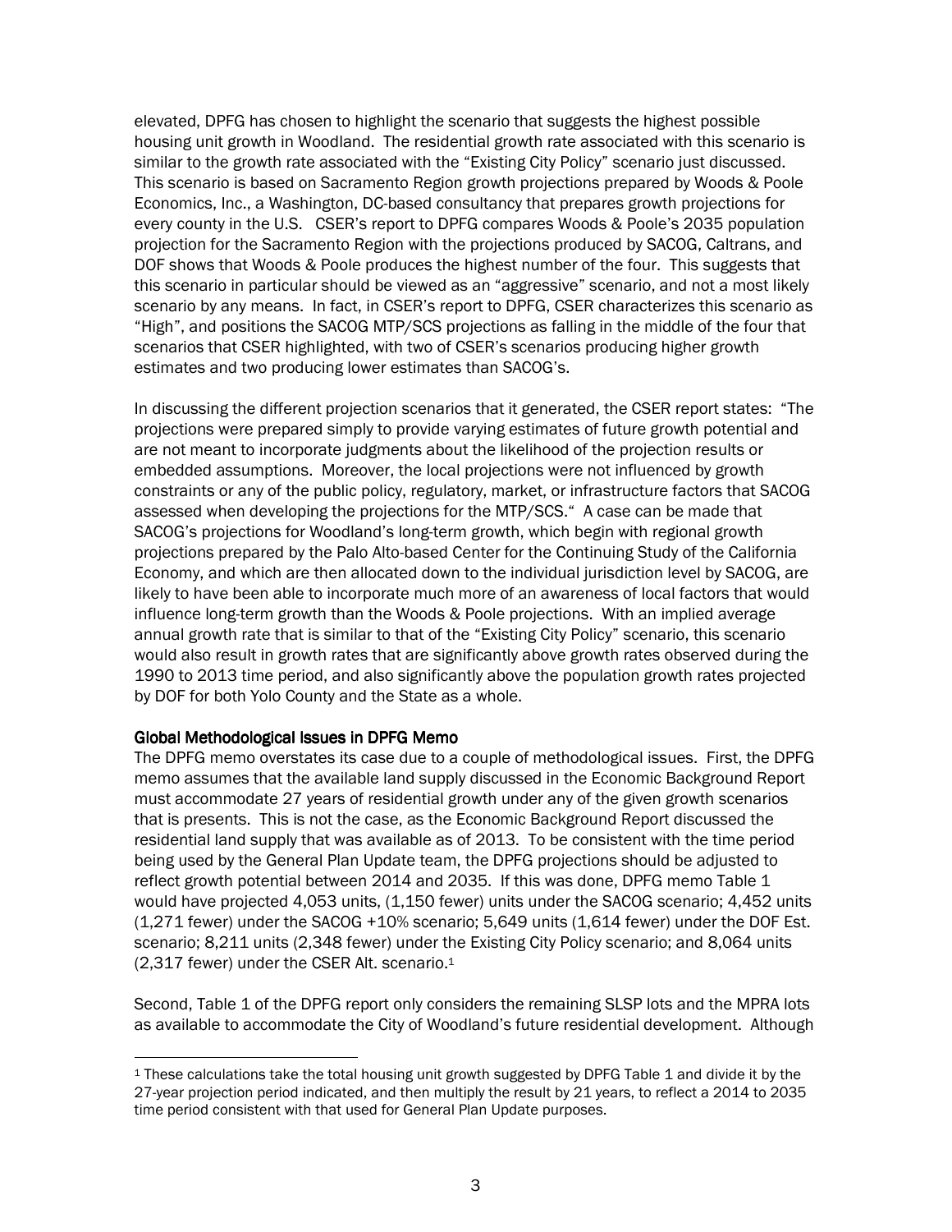elevated, DPFG has chosen to highlight the scenario that suggests the highest possible housing unit growth in Woodland. The residential growth rate associated with this scenario is similar to the growth rate associated with the "Existing City Policy" scenario just discussed. This scenario is based on Sacramento Region growth projections prepared by Woods & Poole Economics, Inc., a Washington, DC-based consultancy that prepares growth projections for every county in the U.S. CSER's report to DPFG compares Woods & Poole's 2035 population projection for the Sacramento Region with the projections produced by SACOG, Caltrans, and DOF shows that Woods & Poole produces the highest number of the four. This suggests that this scenario in particular should be viewed as an "aggressive" scenario, and not a most likely scenario by any means. In fact, in CSER's report to DPFG, CSER characterizes this scenario as "High", and positions the SACOG MTP/SCS projections as falling in the middle of the four that scenarios that CSER highlighted, with two of CSER's scenarios producing higher growth estimates and two producing lower estimates than SACOG's.

In discussing the different projection scenarios that it generated, the CSER report states: "The projections were prepared simply to provide varying estimates of future growth potential and are not meant to incorporate judgments about the likelihood of the projection results or embedded assumptions. Moreover, the local projections were not influenced by growth constraints or any of the public policy, regulatory, market, or infrastructure factors that SACOG assessed when developing the projections for the MTP/SCS." A case can be made that SACOG's projections for Woodland's long-term growth, which begin with regional growth projections prepared by the Palo Alto-based Center for the Continuing Study of the California Economy, and which are then allocated down to the individual jurisdiction level by SACOG, are likely to have been able to incorporate much more of an awareness of local factors that would influence long-term growth than the Woods & Poole projections. With an implied average annual growth rate that is similar to that of the "Existing City Policy" scenario, this scenario would also result in growth rates that are significantly above growth rates observed during the 1990 to 2013 time period, and also significantly above the population growth rates projected by DOF for both Yolo County and the State as a whole.

### Global Methodological Issues in DPFG Memo

The DPFG memo overstates its case due to a couple of methodological issues. First, the DPFG memo assumes that the available land supply discussed in the Economic Background Report must accommodate 27 years of residential growth under any of the given growth scenarios that is presents. This is not the case, as the Economic Background Report discussed the residential land supply that was available as of 2013. To be consistent with the time period being used by the General Plan Update team, the DPFG projections should be adjusted to reflect growth potential between 2014 and 2035. If this was done, DPFG memo Table 1 would have projected 4,053 units, (1,150 fewer) units under the SACOG scenario; 4,452 units (1,271 fewer) under the SACOG +10% scenario; 5,649 units (1,614 fewer) under the DOF Est. scenario; 8,211 units (2,348 fewer) under the Existing City Policy scenario; and 8,064 units (2,317 fewer) under the CSER Alt. scenario.[1]

Second, Table 1 of the DPFG report only considers the remaining SLSP lots and the MPRA lots as available to accommodate the City of Woodland's future residential development. Although

[1] These calculations take the total housing unit growth suggested by DPFG Table 1 and divide it by the 27-year projection period indicated, and then multiply the result by 21 years, to reflect a 2014 to 2035 time period consistent with that used for General Plan Update purposes.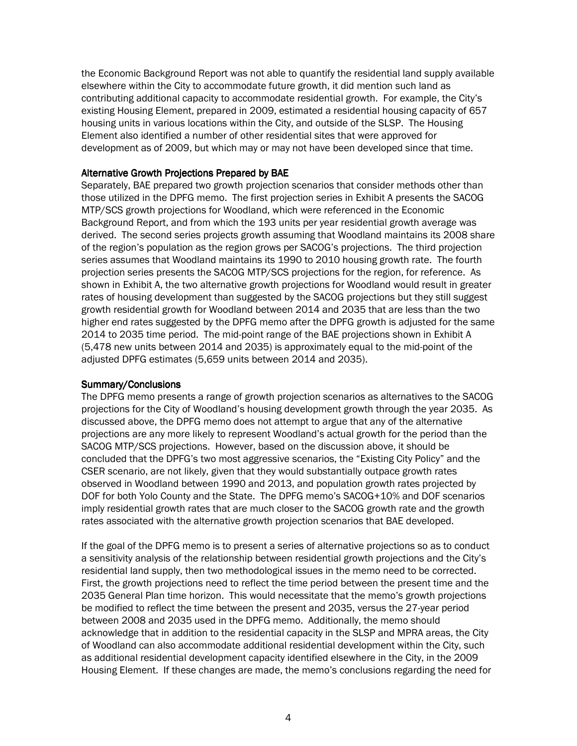the Economic Background Report was not able to quantify the residential land supply available elsewhere within the City to accommodate future growth, it did mention such land as contributing additional capacity to accommodate residential growth. For example, the City's existing Housing Element, prepared in 2009, estimated a residential housing capacity of 657 housing units in various locations within the City, and outside of the SLSP. The Housing Element also identified a number of other residential sites that were approved for development as of 2009, but which may or may not have been developed since that time.

### Alternative Growth Projections Prepared by BAE

Separately, BAE prepared two growth projection scenarios that consider methods other than those utilized in the DPFG memo. The first projection series in Exhibit A presents the SACOG MTP/SCS growth projections for Woodland, which were referenced in the Economic Background Report, and from which the 193 units per year residential growth average was derived. The second series projects growth assuming that Woodland maintains its 2008 share of the region's population as the region grows per SACOG's projections. The third projection series assumes that Woodland maintains its 1990 to 2010 housing growth rate. The fourth projection series presents the SACOG MTP/SCS projections for the region, for reference. As shown in Exhibit A, the two alternative growth projections for Woodland would result in greater rates of housing development than suggested by the SACOG projections but they still suggest growth residential growth for Woodland between 2014 and 2035 that are less than the two higher end rates suggested by the DPFG memo after the DPFG growth is adjusted for the same 2014 to 2035 time period. The mid-point range of the BAE projections shown in Exhibit A (5,478 new units between 2014 and 2035) is approximately equal to the mid-point of the adjusted DPFG estimates (5,659 units between 2014 and 2035).

### Summary/Conclusions

The DPFG memo presents a range of growth projection scenarios as alternatives to the SACOG projections for the City of Woodland's housing development growth through the year 2035. As discussed above, the DPFG memo does not attempt to argue that any of the alternative projections are any more likely to represent Woodland's actual growth for the period than the SACOG MTP/SCS projections. However, based on the discussion above, it should be concluded that the DPFG's two most aggressive scenarios, the "Existing City Policy" and the CSER scenario, are not likely, given that they would substantially outpace growth rates observed in Woodland between 1990 and 2013, and population growth rates projected by DOF for both Yolo County and the State. The DPFG memo's SACOG+10% and DOF scenarios imply residential growth rates that are much closer to the SACOG growth rate and the growth rates associated with the alternative growth projection scenarios that BAE developed.

If the goal of the DPFG memo is to present a series of alternative projections so as to conduct a sensitivity analysis of the relationship between residential growth projections and the City's residential land supply, then two methodological issues in the memo need to be corrected. First, the growth projections need to reflect the time period between the present time and the 2035 General Plan time horizon. This would necessitate that the memo's growth projections be modified to reflect the time between the present and 2035, versus the 27-year period between 2008 and 2035 used in the DPFG memo. Additionally, the memo should acknowledge that in addition to the residential capacity in the SLSP and MPRA areas, the City of Woodland can also accommodate additional residential development within the City, such as additional residential development capacity identified elsewhere in the City, in the 2009 Housing Element. If these changes are made, the memo's conclusions regarding the need for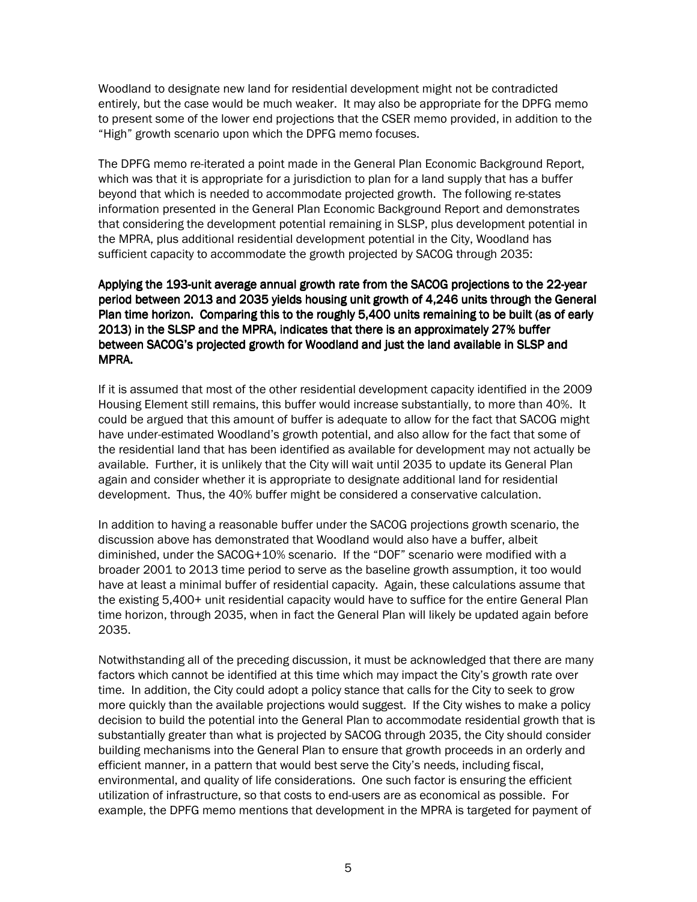Woodland to designate new land for residential development might not be contradicted entirely, but the case would be much weaker. It may also be appropriate for the DPFG memo to present some of the lower end projections that the CSER memo provided, in addition to the "High" growth scenario upon which the DPFG memo focuses.

The DPFG memo re-iterated a point made in the General Plan Economic Background Report, which was that it is appropriate for a jurisdiction to plan for a land supply that has a buffer beyond that which is needed to accommodate projected growth. The following re-states information presented in the General Plan Economic Background Report and demonstrates that considering the development potential remaining in SLSP, plus development potential in the MPRA, plus additional residential development potential in the City, Woodland has sufficient capacity to accommodate the growth projected by SACOG through 2035:

**Applying the 193-unit average annual growth rate from the SACOG projections to the 22-year period between 2013 and 2035 yields housing unit growth of 4,246 units through the General Plan time horizon. Comparing this to the roughly 5,400 units remaining to be built (as of early 2013) in the SLSP and the MPRA, indicates that there is an approximately 27% buffer between SACOG's projected growth for Woodland and just the land available in SLSP and MPRA.**

If it is assumed that most of the other residential development capacity identified in the 2009 Housing Element still remains, this buffer would increase substantially, to more than 40%. It could be argued that this amount of buffer is adequate to allow for the fact that SACOG might have under-estimated Woodland's growth potential, and also allow for the fact that some of the residential land that has been identified as available for development may not actually be available. Further, it is unlikely that the City will wait until 2035 to update its General Plan again and consider whether it is appropriate to designate additional land for residential development. Thus, the 40% buffer might be considered a conservative calculation.

In addition to having a reasonable buffer under the SACOG projections growth scenario, the discussion above has demonstrated that Woodland would also have a buffer, albeit diminished, under the SACOG+10% scenario. If the "DOF" scenario were modified with a broader 2001 to 2013 time period to serve as the baseline growth assumption, it too would have at least a minimal buffer of residential capacity. Again, these calculations assume that the existing 5,400+ unit residential capacity would have to suffice for the entire General Plan time horizon, through 2035, when in fact the General Plan will likely be updated again before 2035.

Notwithstanding all of the preceding discussion, it must be acknowledged that there are many factors which cannot be identified at this time which may impact the City's growth rate over time. In addition, the City could adopt a policy stance that calls for the City to seek to grow more quickly than the available projections would suggest. If the City wishes to make a policy decision to build the potential into the General Plan to accommodate residential growth that is substantially greater than what is projected by SACOG through 2035, the City should consider building mechanisms into the General Plan to ensure that growth proceeds in an orderly and efficient manner, in a pattern that would best serve the City's needs, including fiscal, environmental, and quality of life considerations. One such factor is ensuring the efficient utilization of infrastructure, so that costs to end-users are as economical as possible. For example, the DPFG memo mentions that development in the MPRA is targeted for payment of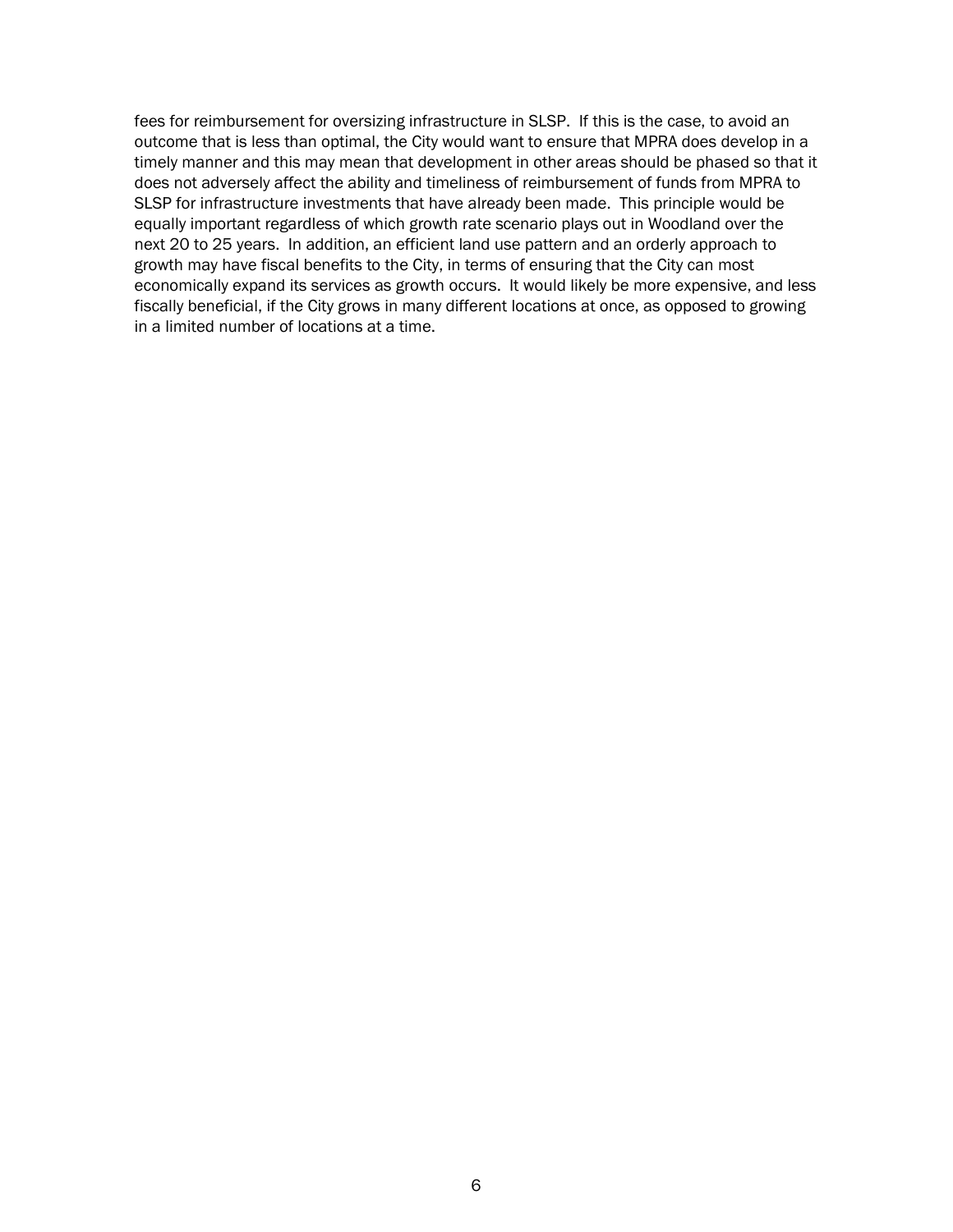fees for reimbursement for oversizing infrastructure in SLSP. If this is the case, to avoid an outcome that is less than optimal, the City would want to ensure that MPRA does develop in a timely manner and this may mean that development in other areas should be phased so that it does not adversely affect the ability and timeliness of reimbursement of funds from MPRA to SLSP for infrastructure investments that have already been made. This principle would be equally important regardless of which growth rate scenario plays out in Woodland over the next 20 to 25 years. In addition, an efficient land use pattern and an orderly approach to growth may have fiscal benefits to the City, in terms of ensuring that the City can most economically expand its services as growth occurs. It would likely be more expensive, and less fiscally beneficial, if the City grows in many different locations at once, as opposed to growing in a limited number of locations at a time.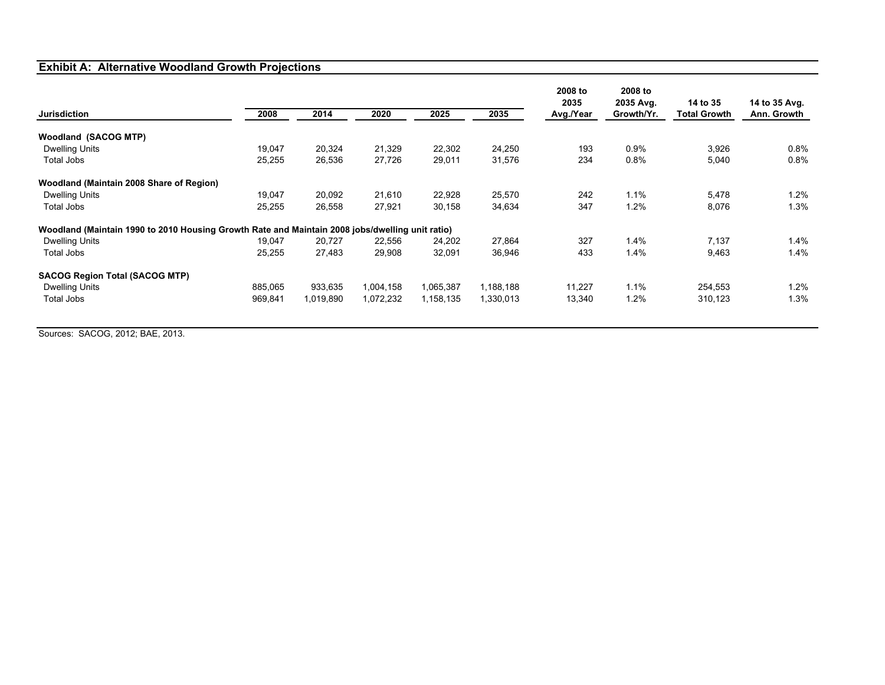## Exhibit A: Alternative Woodland Growth Projections

| Jurisdiction | 2008 | 2014 | 2020 | 2025 | 2035 | 2008 to 2035 Avg./Year | 2008 to 2035 Avg. Growth/Yr. | 14 to 35 Total Growth | 14 to 35 Avg. Ann. Growth |
|---|---|---|---|---|---|---|---|---|---|
| **Woodland (SACOG MTP)** | | | | | | | | | |
| Dwelling Units | 19,047 | 20,324 | 21,329 | 22,302 | 24,250 | 193 | 0.9% | 3,926 | 0.8% |
| Total Jobs | 25,255 | 26,536 | 27,726 | 29,011 | 31,576 | 234 | 0.8% | 5,040 | 0.8% |
| **Woodland (Maintain 2008 Share of Region)** | | | | | | | | | |
| Dwelling Units | 19,047 | 20,092 | 21,610 | 22,928 | 25,570 | 242 | 1.1% | 5,478 | 1.2% |
| Total Jobs | 25,255 | 26,558 | 27,921 | 30,158 | 34,634 | 347 | 1.2% | 8,076 | 1.3% |
| **Woodland (Maintain 1990 to 2010 Housing Growth Rate and Maintain 2008 jobs/dwelling unit ratio)** | | | | | | | | | |
| Dwelling Units | 19,047 | 20,727 | 22,556 | 24,202 | 27,864 | 327 | 1.4% | 7,137 | 1.4% |
| Total Jobs | 25,255 | 27,483 | 29,908 | 32,091 | 36,946 | 433 | 1.4% | 9,463 | 1.4% |
| **SACOG Region Total (SACOG MTP)** | | | | | | | | | |
| Dwelling Units | 885,065 | 933,635 | 1,004,158 | 1,065,387 | 1,188,188 | 11,227 | 1.1% | 254,553 | 1.2% |
| Total Jobs | 969,841 | 1,019,890 | 1,072,232 | 1,158,135 | 1,330,013 | 13,340 | 1.2% | 310,123 | 1.3% |

Sources: SACOG, 2012; BAE, 2013.